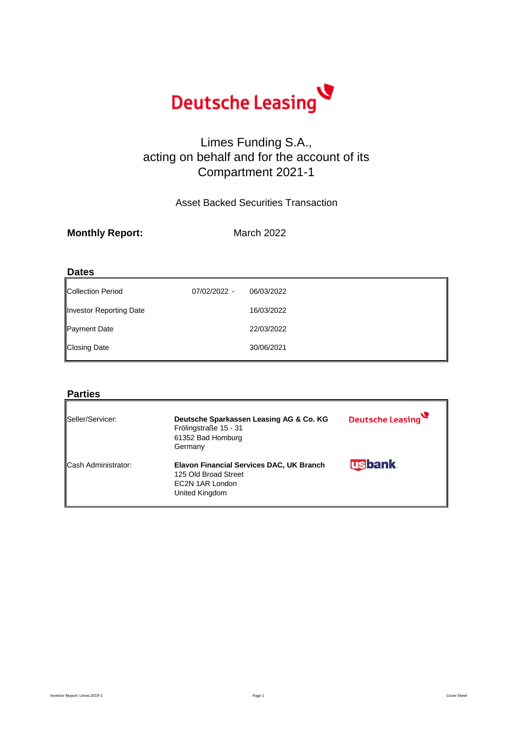Deutsche Leasing

# Limes Funding S.A., acting on behalf and for the account of its Compartment 2021-1

Asset Backed Securities Transaction

**Monthly Report:** March 2022

## Dates

| | | |
|---|---|---|
| Collection Period | 07/02/2022 - | 06/03/2022 |
| Investor Reporting Date | | 16/03/2022 |
| Payment Date | | 22/03/2022 |
| Closing Date | | 30/06/2021 |

## Parties

| | | |
|---|---|---|
| Seller/Servicer: | **Deutsche Sparkassen Leasing AG & Co. KG**<br>Frölingstraße 15 - 31<br>61352 Bad Homburg<br>Germany | Deutsche Leasing |
| Cash Administrator: | **Elavon Financial Services DAC, UK Branch**<br>125 Old Broad Street<br>EC2N 1AR London<br>United Kingdom | usbank |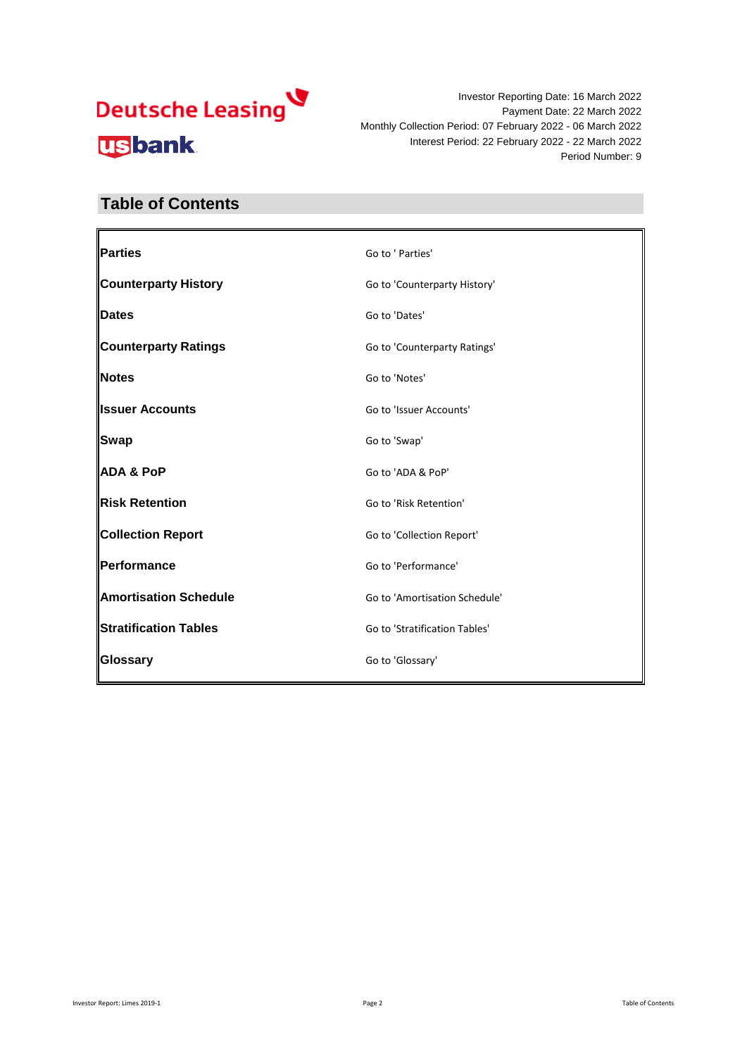Deutsche Leasing

usbank

Investor Reporting Date: 16 March 2022
Payment Date: 22 March 2022
Monthly Collection Period: 07 February 2022 - 06 March 2022
Interest Period: 22 February 2022 - 22 March 2022
Period Number: 9

## Table of Contents

| | |
|---|---|
| **Parties** | Go to ' Parties' |
| **Counterparty History** | Go to 'Counterparty History' |
| **Dates** | Go to 'Dates' |
| **Counterparty Ratings** | Go to 'Counterparty Ratings' |
| **Notes** | Go to 'Notes' |
| **Issuer Accounts** | Go to 'Issuer Accounts' |
| **Swap** | Go to 'Swap' |
| **ADA & PoP** | Go to 'ADA & PoP' |
| **Risk Retention** | Go to 'Risk Retention' |
| **Collection Report** | Go to 'Collection Report' |
| **Performance** | Go to 'Performance' |
| **Amortisation Schedule** | Go to 'Amortisation Schedule' |
| **Stratification Tables** | Go to 'Stratification Tables' |
| **Glossary** | Go to 'Glossary' |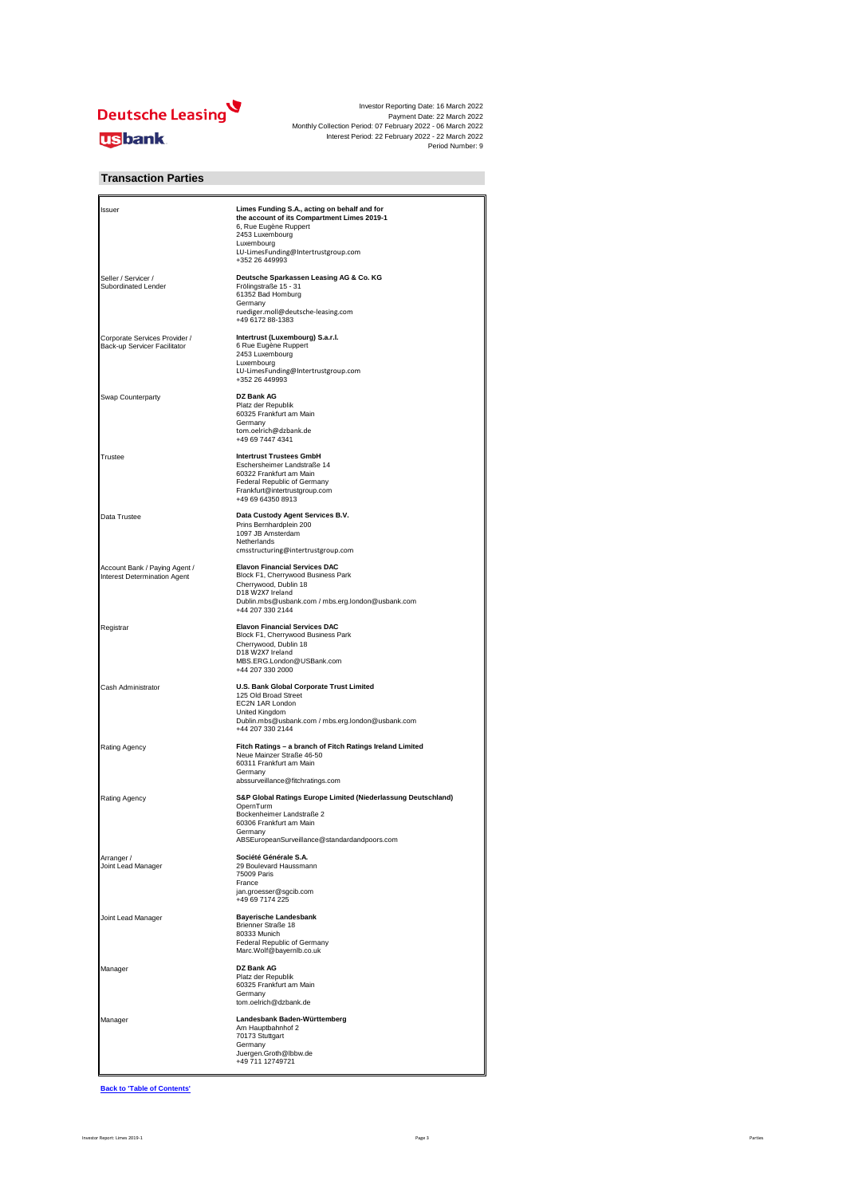Investor Reporting Date: 16 March 2022
Payment Date: 22 March 2022
Monthly Collection Period: 07 February 2022 - 06 March 2022
Interest Period: 22 February 2022 - 22 March 2022
Period Number: 9

## Transaction Parties

| Role | Party |
|---|---|
| Issuer | **Limes Funding S.A., acting on behalf and for the account of its Compartment Limes 2019-1**<br>6, Rue Eugène Ruppert<br>2453 Luxembourg<br>Luxembourg<br>LU-LimesFunding@Intertrustgroup.com<br>+352 26 449993 |
| Seller / Servicer / Subordinated Lender | **Deutsche Sparkassen Leasing AG & Co. KG**<br>Frölingstraße 15 - 31<br>61352 Bad Homburg<br>Germany<br>ruediger.moll@deutsche-leasing.com<br>+49 6172 88-1383 |
| Corporate Services Provider / Back-up Servicer Facilitator | **Intertrust (Luxembourg) S.a.r.l.**<br>6 Rue Eugène Ruppert<br>2453 Luxembourg<br>Luxembourg<br>LU-LimesFunding@Intertrustgroup.com<br>+352 26 449993 |
| Swap Counterparty | **DZ Bank AG**<br>Platz der Republik<br>60325 Frankfurt am Main<br>Germany<br>tom.oelrich@dzbank.de<br>+49 69 7447 4341 |
| Trustee | **Intertrust Trustees GmbH**<br>Eschersheimer Landstraße 14<br>60322 Frankfurt am Main<br>Federal Republic of Germany<br>Frankfurt@intertrustgroup.com<br>+49 69 64350 8913 |
| Data Trustee | **Data Custody Agent Services B.V.**<br>Prins Bernhardplein 200<br>1097 JB Amsterdam<br>Netherlands<br>cmsstructuring@intertrustgroup.com |
| Account Bank / Paying Agent / Interest Determination Agent | **Elavon Financial Services DAC**<br>Block F1, Cherrywood Business Park<br>Cherrywood, Dublin 18<br>D18 W2X7 Ireland<br>Dublin.mbs@usbank.com / mbs.erg.london@usbank.com<br>+44 207 330 2144 |
| Registrar | **Elavon Financial Services DAC**<br>Block F1, Cherrywood Business Park<br>Cherrywood, Dublin 18<br>D18 W2X7 Ireland<br>MBS.ERG.London@USBank.com<br>+44 207 330 2000 |
| Cash Administrator | **U.S. Bank Global Corporate Trust Limited**<br>125 Old Broad Street<br>EC2N 1AR London<br>United Kingdom<br>Dublin.mbs@usbank.com / mbs.erg.london@usbank.com<br>+44 207 330 2144 |
| Rating Agency | **Fitch Ratings – a branch of Fitch Ratings Ireland Limited**<br>Neue Mainzer Straße 46-50<br>60311 Frankfurt am Main<br>Germany<br>abssurveillance@fitchratings.com |
| Rating Agency | **S&P Global Ratings Europe Limited (Niederlassung Deutschland)**<br>OpernTurm<br>Bockenheimer Landstraße 2<br>60306 Frankfurt am Main<br>Germany<br>ABSEuropeanSurveillance@standardandpoors.com |
| Arranger / Joint Lead Manager | **Société Générale S.A.**<br>29 Boulevard Haussmann<br>75009 Paris<br>France<br>jan.groesser@sgcib.com<br>+49 69 7174 225 |
| Joint Lead Manager | **Bayerische Landesbank**<br>Brienner Straße 18<br>80333 Munich<br>Federal Republic of Germany<br>Marc.Wolf@bayernlb.co.uk |
| Manager | **DZ Bank AG**<br>Platz der Republik<br>60325 Frankfurt am Main<br>Germany<br>tom.oelrich@dzbank.de |
| Manager | **Landesbank Baden-Württemberg**<br>Am Hauptbahnhof 2<br>70173 Stuttgart<br>Germany<br>Juergen.Groth@lbbw.de<br>+49 711 12749721 |

Back to 'Table of Contents'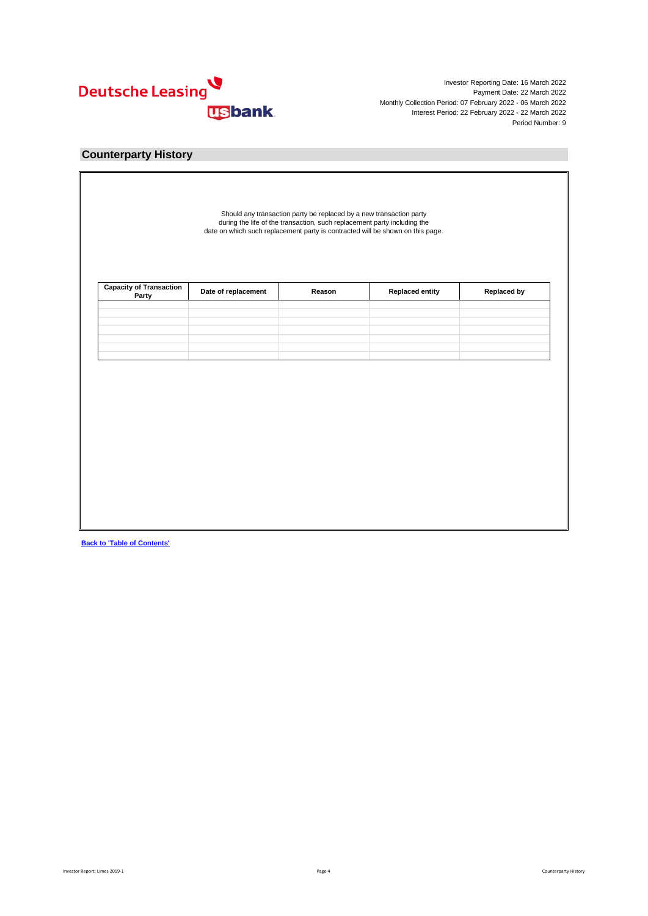Investor Reporting Date: 16 March 2022
Payment Date: 22 March 2022
Monthly Collection Period: 07 February 2022 - 06 March 2022
Interest Period: 22 February 2022 - 22 March 2022
Period Number: 9

## Counterparty History

Should any transaction party be replaced by a new transaction party during the life of the transaction, such replacement party including the date on which such replacement party is contracted will be shown on this page.

| Capacity of Transaction Party | Date of replacement | Reason | Replaced entity | Replaced by |
|---|---|---|---|---|
| | | | | |
| | | | | |
| | | | | |
| | | | | |
| | | | | |
| | | | | |
| | | | | |

**Back to 'Table of Contents'**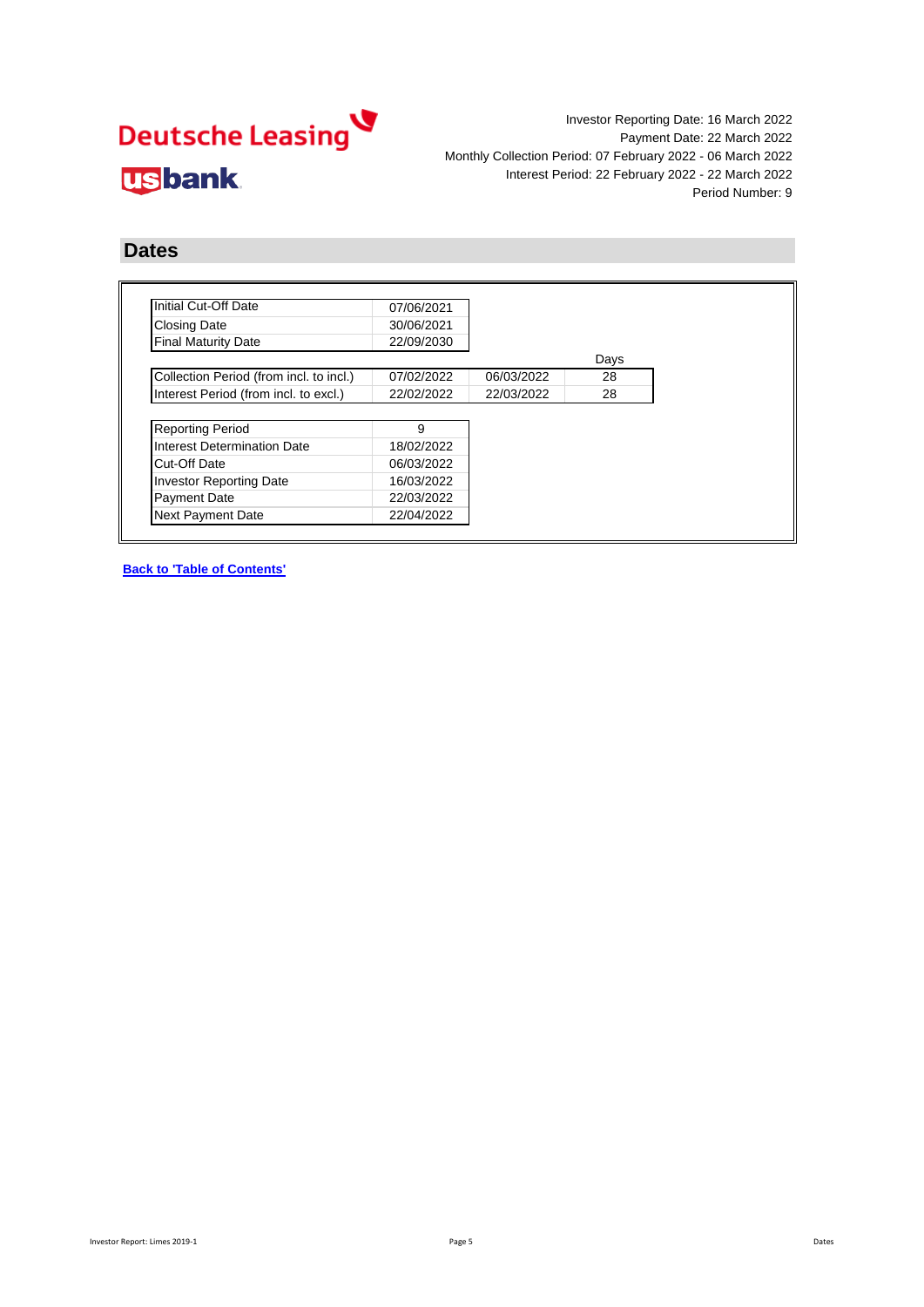Investor Reporting Date: 16 March 2022
Payment Date: 22 March 2022
Monthly Collection Period: 07 February 2022 - 06 March 2022
Interest Period: 22 February 2022 - 22 March 2022
Period Number: 9

## Dates

| | |
|---|---|
| Initial Cut-Off Date | 07/06/2021 |
| Closing Date | 30/06/2021 |
| Final Maturity Date | 22/09/2030 |

| | | | Days |
|---|---|---|---|
| Collection Period (from incl. to incl.) | 07/02/2022 | 06/03/2022 | 28 |
| Interest Period (from incl. to excl.) | 22/02/2022 | 22/03/2022 | 28 |

| | |
|---|---|
| Reporting Period | 9 |
| Interest Determination Date | 18/02/2022 |
| Cut-Off Date | 06/03/2022 |
| Investor Reporting Date | 16/03/2022 |
| Payment Date | 22/03/2022 |
| Next Payment Date | 22/04/2022 |

**Back to 'Table of Contents'**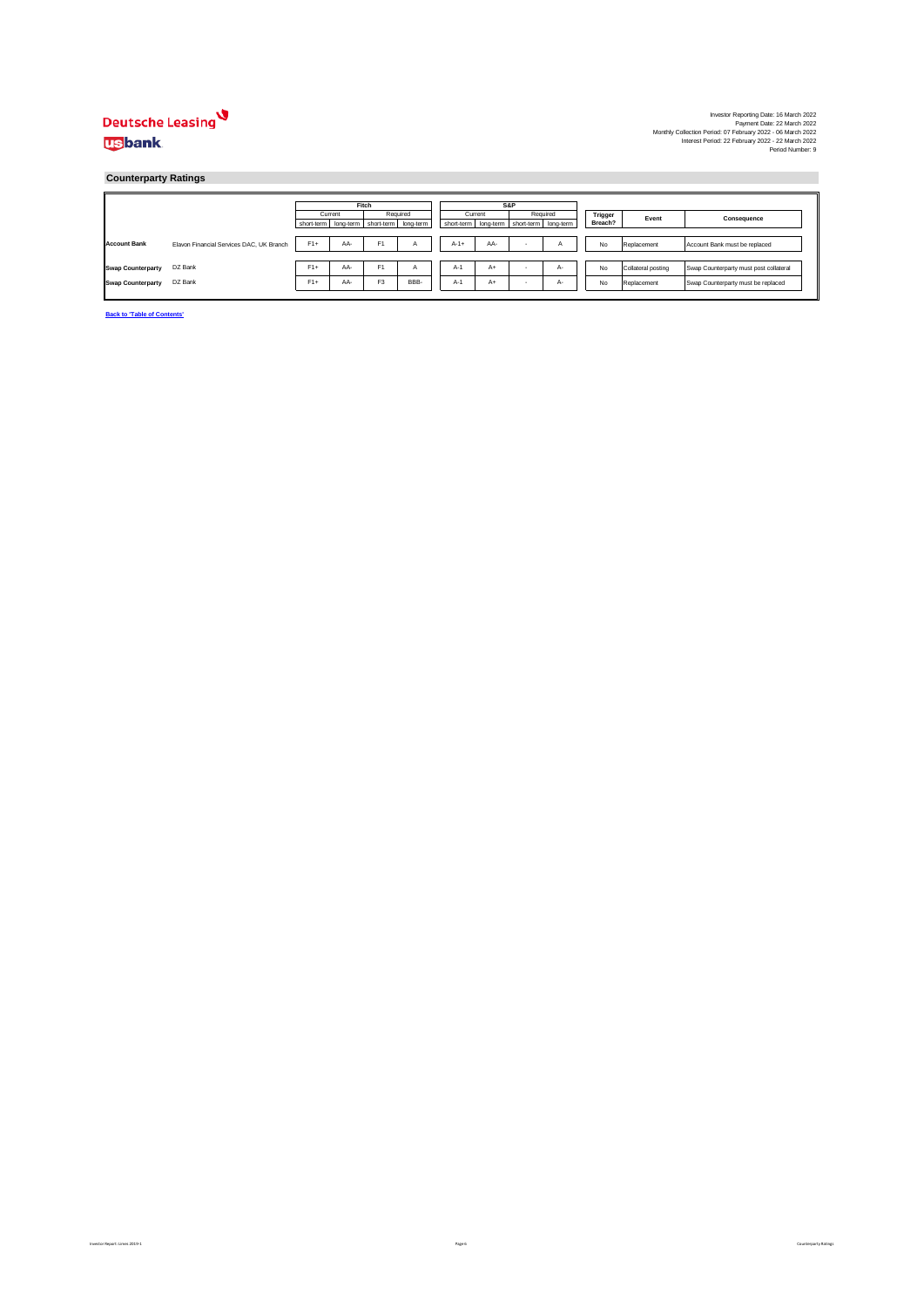Deutsche Leasing

usbank

Investor Reporting Date: 16 March 2022
Payment Date: 22 March 2022
Monthly Collection Period: 07 February 2022 - 06 March 2022
Interest Period: 22 February 2022 - 22 March 2022
Period Number: 9

## Counterparty Ratings

| | | Fitch | | | | S&P | | | | Trigger Breach? | Event | Consequence |
|---|---|---|---|---|---|---|---|---|---|---|---|---|
| | | Current | | Required | | Current | | Required | | | | |
| | | short-term | long-term | short-term | long-term | short-term | long-term | short-term | long-term | | | |
| **Account Bank** | Elavon Financial Services DAC, UK Branch | F1+ | AA- | F1 | A | A-1+ | AA- | - | A | No | Replacement | Account Bank must be replaced |
| **Swap Counterparty** | DZ Bank | F1+ | AA- | F1 | A | A-1 | A+ | - | A- | No | Collateral posting | Swap Counterparty must post collateral |
| **Swap Counterparty** | DZ Bank | F1+ | AA- | F3 | BBB- | A-1 | A+ | - | A- | No | Replacement | Swap Counterparty must be replaced |

**Back to 'Table of Contents'**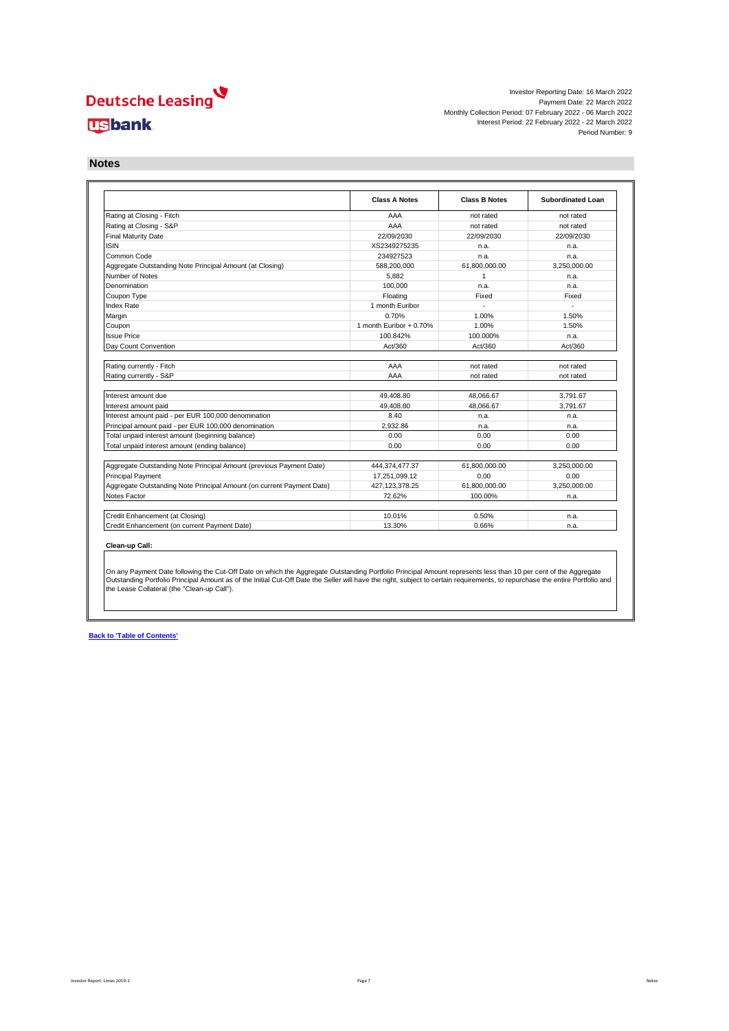Deutsche Leasing

usbank

Investor Reporting Date: 16 March 2022
Payment Date: 22 March 2022
Monthly Collection Period: 07 February 2022 - 06 March 2022
Interest Period: 22 February 2022 - 22 March 2022
Period Number: 9

## Notes

| | Class A Notes | Class B Notes | Subordinated Loan |
|---|---|---|---|
| Rating at Closing - Fitch | AAA | not rated | not rated |
| Rating at Closing - S&P | AAA | not rated | not rated |
| Final Maturity Date | 22/09/2030 | 22/09/2030 | 22/09/2030 |
| ISIN | XS2349275235 | n.a. | n.a. |
| Common Code | 234927523 | n.a. | n.a. |
| Aggregate Outstanding Note Principal Amount (at Closing) | 588,200,000 | 61,800,000.00 | 3,250,000.00 |
| Number of Notes | 5,882 | 1 | n.a. |
| Denomination | 100,000 | n.a. | n.a. |
| Coupon Type | Floating | Fixed | Fixed |
| Index Rate | 1 month Euribor | - | - |
| Margin | 0.70% | 1.00% | 1.50% |
| Coupon | 1 month Euribor + 0.70% | 1.00% | 1.50% |
| Issue Price | 100.842% | 100.000% | n.a. |
| Day Count Convention | Act/360 | Act/360 | Act/360 |
| | | | |
| Rating currently - Fitch | AAA | not rated | not rated |
| Rating currently - S&P | AAA | not rated | not rated |
| | | | |
| Interest amount due | 49,408.80 | 48,066.67 | 3,791.67 |
| Interest amount paid | 49,408.80 | 48,066.67 | 3,791.67 |
| Interest amount paid - per EUR 100,000 denomination | 8.40 | n.a. | n.a. |
| Principal amount paid - per EUR 100,000 denomination | 2,932.86 | n.a. | n.a. |
| Total unpaid interest amount (beginning balance) | 0.00 | 0.00 | 0.00 |
| Total unpaid interest amount (ending balance) | 0.00 | 0.00 | 0.00 |
| | | | |
| Aggregate Outstanding Note Principal Amount (previous Payment Date) | 444,374,477.37 | 61,800,000.00 | 3,250,000.00 |
| Principal Payment | 17,251,099.12 | 0.00 | 0.00 |
| Aggregate Outstanding Note Principal Amount (on current Payment Date) | 427,123,378.25 | 61,800,000.00 | 3,250,000.00 |
| Notes Factor | 72.62% | 100.00% | n.a. |
| | | | |
| Credit Enhancement (at Closing) | 10.01% | 0.50% | n.a. |
| Credit Enhancement (on current Payment Date) | 13.30% | 0.66% | n.a. |

**Clean-up Call:**

On any Payment Date following the Cut-Off Date on which the Aggregate Outstanding Portfolio Principal Amount represents less than 10 per cent of the Aggregate Outstanding Portfolio Principal Amount as of the Initial Cut-Off Date the Seller will have the right, subject to certain requirements, to repurchase the entire Portfolio and the Lease Collateral (the "Clean-up Call").

**Back to 'Table of Contents'**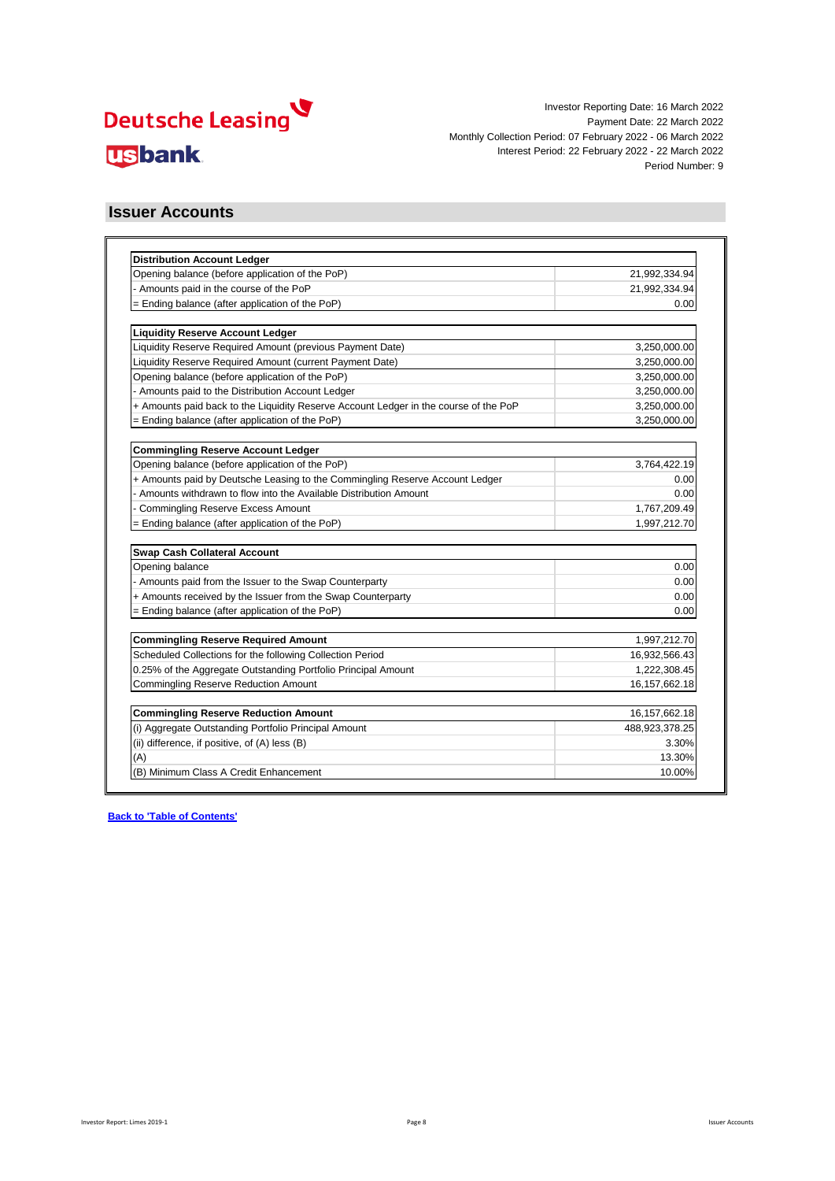Deutsche Leasing

usbank

Investor Reporting Date: 16 March 2022
Payment Date: 22 March 2022
Monthly Collection Period: 07 February 2022 - 06 March 2022
Interest Period: 22 February 2022 - 22 March 2022
Period Number: 9

## Issuer Accounts

| **Distribution Account Ledger** | |
|---|---|
| Opening balance (before application of the PoP) | 21,992,334.94 |
| - Amounts paid in the course of the PoP | 21,992,334.94 |
| = Ending balance (after application of the PoP) | 0.00 |

| **Liquidity Reserve Account Ledger** | |
|---|---|
| Liquidity Reserve Required Amount (previous Payment Date) | 3,250,000.00 |
| Liquidity Reserve Required Amount (current Payment Date) | 3,250,000.00 |
| Opening balance (before application of the PoP) | 3,250,000.00 |
| - Amounts paid to the Distribution Account Ledger | 3,250,000.00 |
| + Amounts paid back to the Liquidity Reserve Account Ledger in the course of the PoP | 3,250,000.00 |
| = Ending balance (after application of the PoP) | 3,250,000.00 |

| **Commingling Reserve Account Ledger** | |
|---|---|
| Opening balance (before application of the PoP) | 3,764,422.19 |
| + Amounts paid by Deutsche Leasing to the Commingling Reserve Account Ledger | 0.00 |
| - Amounts withdrawn to flow into the Available Distribution Amount | 0.00 |
| - Commingling Reserve Excess Amount | 1,767,209.49 |
| = Ending balance (after application of the PoP) | 1,997,212.70 |

| **Swap Cash Collateral Account** | |
|---|---|
| Opening balance | 0.00 |
| - Amounts paid from the Issuer to the Swap Counterparty | 0.00 |
| + Amounts received by the Issuer from the Swap Counterparty | 0.00 |
| = Ending balance (after application of the PoP) | 0.00 |

| **Commingling Reserve Required Amount** | 1,997,212.70 |
|---|---|
| Scheduled Collections for the following Collection Period | 16,932,566.43 |
| 0.25% of the Aggregate Outstanding Portfolio Principal Amount | 1,222,308.45 |
| Commingling Reserve Reduction Amount | 16,157,662.18 |

| **Commingling Reserve Reduction Amount** | 16,157,662.18 |
|---|---|
| (i) Aggregate Outstanding Portfolio Principal Amount | 488,923,378.25 |
| (ii) difference, if positive, of (A) less (B) | 3.30% |
| (A) | 13.30% |
| (B) Minimum Class A Credit Enhancement | 10.00% |

**Back to 'Table of Contents'**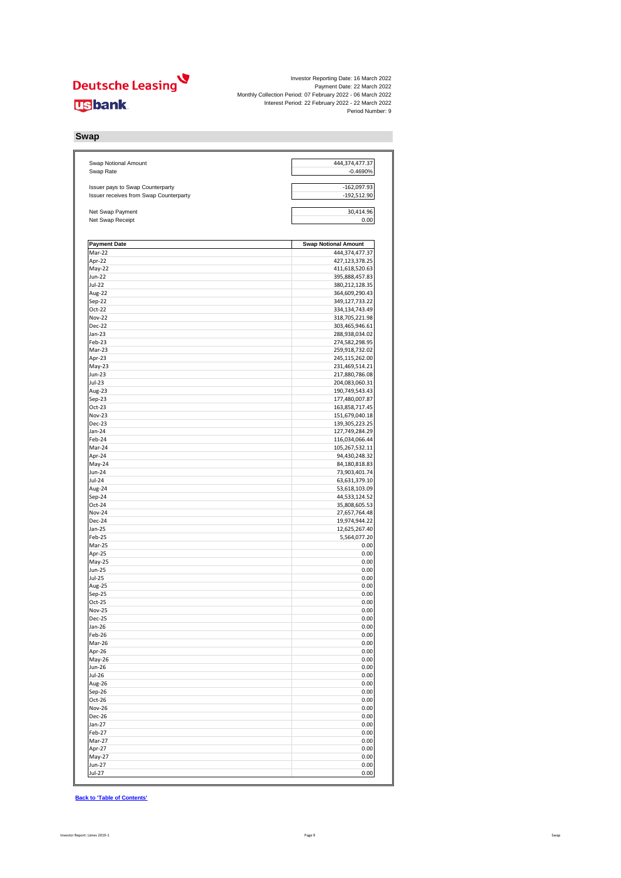Deutsche Leasing

usbank

Investor Reporting Date: 16 March 2022
Payment Date: 22 March 2022
Monthly Collection Period: 07 February 2022 - 06 March 2022
Interest Period: 22 February 2022 - 22 March 2022
Period Number: 9

## Swap

| | |
|---|---|
| Swap Notional Amount | 444,374,477.37 |
| Swap Rate | -0.4690% |
| | |
| Issuer pays to Swap Counterparty | -162,097.93 |
| Issuer receives from Swap Counterparty | -192,512.90 |
| | |
| Net Swap Payment | 30,414.96 |
| Net Swap Receipt | 0.00 |

| Payment Date | Swap Notional Amount |
|---|---|
| Mar-22 | 444,374,477.37 |
| Apr-22 | 427,123,378.25 |
| May-22 | 411,618,520.63 |
| Jun-22 | 395,888,457.83 |
| Jul-22 | 380,212,128.35 |
| Aug-22 | 364,609,290.43 |
| Sep-22 | 349,127,733.22 |
| Oct-22 | 334,134,743.49 |
| Nov-22 | 318,705,221.98 |
| Dec-22 | 303,465,946.61 |
| Jan-23 | 288,938,034.02 |
| Feb-23 | 274,582,298.95 |
| Mar-23 | 259,918,732.02 |
| Apr-23 | 245,115,262.00 |
| May-23 | 231,469,514.21 |
| Jun-23 | 217,880,786.08 |
| Jul-23 | 204,083,060.31 |
| Aug-23 | 190,749,543.43 |
| Sep-23 | 177,480,007.87 |
| Oct-23 | 163,858,717.45 |
| Nov-23 | 151,679,040.18 |
| Dec-23 | 139,305,223.25 |
| Jan-24 | 127,749,284.29 |
| Feb-24 | 116,034,066.44 |
| Mar-24 | 105,267,532.11 |
| Apr-24 | 94,430,248.32 |
| May-24 | 84,180,818.83 |
| Jun-24 | 73,903,401.74 |
| Jul-24 | 63,631,379.10 |
| Aug-24 | 53,618,103.09 |
| Sep-24 | 44,533,124.52 |
| Oct-24 | 35,808,605.53 |
| Nov-24 | 27,657,764.48 |
| Dec-24 | 19,974,944.22 |
| Jan-25 | 12,625,267.40 |
| Feb-25 | 5,564,077.20 |
| Mar-25 | 0.00 |
| Apr-25 | 0.00 |
| May-25 | 0.00 |
| Jun-25 | 0.00 |
| Jul-25 | 0.00 |
| Aug-25 | 0.00 |
| Sep-25 | 0.00 |
| Oct-25 | 0.00 |
| Nov-25 | 0.00 |
| Dec-25 | 0.00 |
| Jan-26 | 0.00 |
| Feb-26 | 0.00 |
| Mar-26 | 0.00 |
| Apr-26 | 0.00 |
| May-26 | 0.00 |
| Jun-26 | 0.00 |
| Jul-26 | 0.00 |
| Aug-26 | 0.00 |
| Sep-26 | 0.00 |
| Oct-26 | 0.00 |
| Nov-26 | 0.00 |
| Dec-26 | 0.00 |
| Jan-27 | 0.00 |
| Feb-27 | 0.00 |
| Mar-27 | 0.00 |
| Apr-27 | 0.00 |
| May-27 | 0.00 |
| Jun-27 | 0.00 |
| Jul-27 | 0.00 |

**Back to 'Table of Contents'**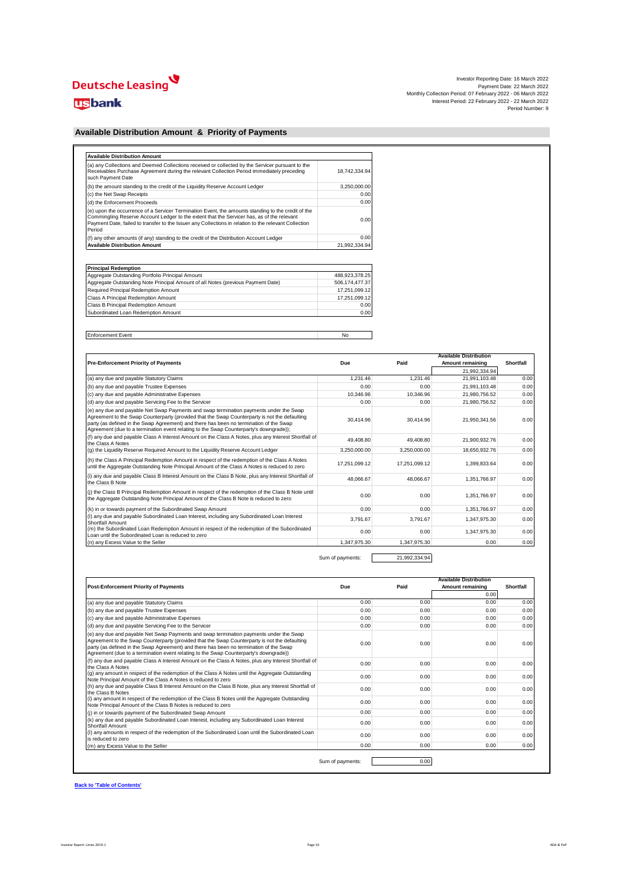Investor Reporting Date: 16 March 2022
Payment Date: 22 March 2022
Monthly Collection Period: 07 February 2022 - 06 March 2022
Interest Period: 22 February 2022 - 22 March 2022
Period Number: 9

## Available Distribution Amount & Priority of Payments

| Available Distribution Amount | |
|---|---|
| (a) any Collections and Deemed Collections received or collected by the Servicer pursuant to the Receivables Purchase Agreement during the relevant Collection Period immediately preceding such Payment Date | 18,742,334.94 |
| (b) the amount standing to the credit of the Liquidity Reserve Account Ledger | 3,250,000.00 |
| (c) the Net Swap Receipts | 0.00 |
| (d) the Enforcement Proceeds | 0.00 |
| (e) upon the occurrence of a Servicer Termination Event, the amounts standing to the credit of the Commingling Reserve Account Ledger to the extent that the Servicer has, as of the relevant Payment Date, failed to transfer to the Issuer any Collections in relation to the relevant Collection Period | 0.00 |
| (f) any other amounts (if any) standing to the credit of the Distribution Account Ledger | 0.00 |
| **Available Distribution Amount** | 21,992,334.94 |

| Principal Redemption | |
|---|---|
| Aggregate Outstanding Portfolio Principal Amount | 488,923,378.25 |
| Aggregate Outstanding Note Principal Amount of all Notes (previous Payment Date) | 506,174,477.37 |
| Required Principal Redemption Amount | 17,251,099.12 |
| Class A Principal Redemption Amount | 17,251,099.12 |
| Class B Principal Redemption Amount | 0.00 |
| Subordinated Loan Redemption Amount | 0.00 |

| Enforcement Event | No |
|---|---|

| Pre-Enforcement Priority of Payments | Due | Paid | Available Distribution Amount remaining | Shortfall |
|---|---|---|---|---|
| | | | 21,992,334.94 | |
| (a) any due and payable Statutory Claims | 1,231.46 | 1,231.46 | 21,991,103.48 | 0.00 |
| (b) any due and payable Trustee Expenses | 0.00 | 0.00 | 21,991,103.48 | 0.00 |
| (c) any due and payable Administrative Expenses | 10,346.96 | 10,346.96 | 21,980,756.52 | 0.00 |
| (d) any due and payable Servicing Fee to the Servicer | 0.00 | 0.00 | 21,980,756.52 | 0.00 |
| (e) any due and payable Net Swap Payments and swap termination payments under the Swap Agreement to the Swap Counterparty (provided that the Swap Counterparty is not the defaulting party (as defined in the Swap Agreement) and there has been no termination of the Swap Agreement (due to a termination event relating to the Swap Counterparty's downgrade)); | 30,414.96 | 30,414.96 | 21,950,341.56 | 0.00 |
| (f) any due and payable Class A Interest Amount on the Class A Notes, plus any Interest Shortfall of the Class A Notes | 49,408.80 | 49,408.80 | 21,900,932.76 | 0.00 |
| (g) the Liquidity Reserve Required Amount to the Liquidity Reserve Account Ledger | 3,250,000.00 | 3,250,000.00 | 18,650,932.76 | 0.00 |
| (h) the Class A Principal Redemption Amount in respect of the redemption of the Class A Notes until the Aggregate Outstanding Note Principal Amount of the Class A Notes is reduced to zero | 17,251,099.12 | 17,251,099.12 | 1,399,833.64 | 0.00 |
| (i) any due and payable Class B Interest Amount on the Class B Note, plus any Interest Shortfall of the Class B Note | 48,066.67 | 48,066.67 | 1,351,766.97 | 0.00 |
| (j) the Class B Principal Redemption Amount in respect of the redemption of the Class B Note until the Aggregate Outstanding Note Principal Amount of the Class B Note is reduced to zero | 0.00 | 0.00 | 1,351,766.97 | 0.00 |
| (k) in or towards payment of the Subordinated Swap Amount | 0.00 | 0.00 | 1,351,766.97 | 0.00 |
| (l) any due and payable Subordinated Loan Interest, including any Subordinated Loan Interest Shortfall Amount | 3,791.67 | 3,791.67 | 1,347,975.30 | 0.00 |
| (m) the Subordinated Loan Redemption Amount in respect of the redemption of the Subordinated Loan until the Subordinated Loan is reduced to zero | 0.00 | 0.00 | 1,347,975.30 | 0.00 |
| (n) any Excess Value to the Seller | 1,347,975.30 | 1,347,975.30 | 0.00 | 0.00 |

Sum of payments: 21,992,334.94

| Post-Enforcement Priority of Payments | Due | Paid | Available Distribution Amount remaining | Shortfall |
|---|---|---|---|---|
| | | | 0.00 | |
| (a) any due and payable Statutory Claims | 0.00 | 0.00 | 0.00 | 0.00 |
| (b) any due and payable Trustee Expenses | 0.00 | 0.00 | 0.00 | 0.00 |
| (c) any due and payable Administrative Expenses | 0.00 | 0.00 | 0.00 | 0.00 |
| (d) any due and payable Servicing Fee to the Servicer | 0.00 | 0.00 | 0.00 | 0.00 |
| (e) any due and payable Net Swap Payments and swap termination payments under the Swap Agreement to the Swap Counterparty (provided that the Swap Counterparty is not the defaulting party (as defined in the Swap Agreement) and there has been no termination of the Swap Agreement (due to a termination event relating to the Swap Counterparty's downgrade)) | 0.00 | 0.00 | 0.00 | 0.00 |
| (f) any due and payable Class A Interest Amount on the Class A Notes, plus any Interest Shortfall of the Class A Notes | 0.00 | 0.00 | 0.00 | 0.00 |
| (g) any amount in respect of the redemption of the Class A Notes until the Aggregate Outstanding Note Principal Amount of the Class A Notes is reduced to zero | 0.00 | 0.00 | 0.00 | 0.00 |
| (h) any due and payable Class B Interest Amount on the Class B Note, plus any Interest Shortfall of the Class B Notes | 0.00 | 0.00 | 0.00 | 0.00 |
| (i) any amount in respect of the redemption of the Class B Notes until the Aggregate Outstanding Note Principal Amount of the Class B Notes is reduced to zero | 0.00 | 0.00 | 0.00 | 0.00 |
| (j) in or towards payment of the Subordinated Swap Amount | 0.00 | 0.00 | 0.00 | 0.00 |
| (k) any due and payable Subordinated Loan Interest, including any Subordinated Loan Interest Shortfall Amount | 0.00 | 0.00 | 0.00 | 0.00 |
| (l) any amounts in respect of the redemption of the Subordinated Loan until the Subordinated Loan is reduced to zero | 0.00 | 0.00 | 0.00 | 0.00 |
| (m) any Excess Value to the Seller | 0.00 | 0.00 | 0.00 | 0.00 |

Sum of payments: 0.00

Back to 'Table of Contents'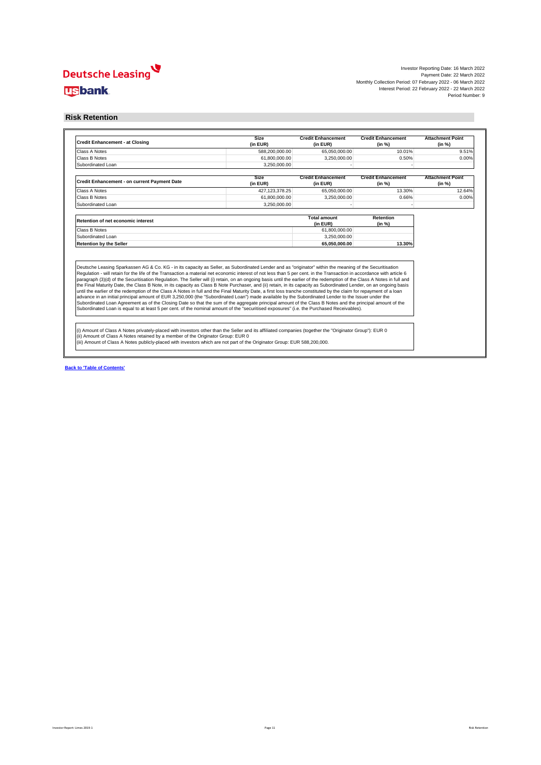Investor Reporting Date: 16 March 2022
Payment Date: 22 March 2022
Monthly Collection Period: 07 February 2022 - 06 March 2022
Interest Period: 22 February 2022 - 22 March 2022
Period Number: 9

## Risk Retention

| Credit Enhancement - at Closing | Size (in EUR) | Credit Enhancement (in EUR) | Credit Enhancement (in %) | Attachment Point (in %) |
|---|---|---|---|---|
| Class A Notes | 588,200,000.00 | 65,050,000.00 | 10.01% | 9.51% |
| Class B Notes | 61,800,000.00 | 3,250,000.00 | 0.50% | 0.00% |
| Subordinated Loan | 3,250,000.00 | - | - | |

| Credit Enhancement - on current Payment Date | Size (in EUR) | Credit Enhancement (in EUR) | Credit Enhancement (in %) | Attachment Point (in %) |
|---|---|---|---|---|
| Class A Notes | 427,123,378.25 | 65,050,000.00 | 13.30% | 12.64% |
| Class B Notes | 61,800,000.00 | 3,250,000.00 | 0.66% | 0.00% |
| Subordinated Loan | 3,250,000.00 | - | - | |

| Retention of net economic interest | Total amount (in EUR) | Retention (in %) |
|---|---|---|
| Class B Notes | 61,800,000.00 | |
| Subordinated Loan | 3,250,000.00 | |
| **Retention by the Seller** | **65,050,000.00** | **13.30%** |

Deutsche Leasing Sparkassen AG & Co. KG - in its capacity as Seller, as Subordinated Lender and as "originator" within the meaning of the Securitisation Regulation - will retain for the life of the Transaction a material net economic interest of not less than 5 per cent. in the Transaction in accordance with article 6 paragraph (3)(d) of the Securitisation Regulation. The Seller will (i) retain, on an ongoing basis until the earlier of the redemption of the Class A Notes in full and the Final Maturity Date, the Class B Note, in its capacity as Class B Note Purchaser, and (ii) retain, in its capacity as Subordinated Lender, on an ongoing basis until the earlier of the redemption of the Class A Notes in full and the Final Maturity Date, a first loss tranche constituted by the claim for repayment of a loan advance in an initial principal amount of EUR 3,250,000 (the "Subordinated Loan") made available by the Subordinated Lender to the Issuer under the Subordinated Loan Agreement as of the Closing Date so that the sum of the aggregate principal amount of the Class B Notes and the principal amount of the Subordinated Loan is equal to at least 5 per cent. of the nominal amount of the "securitised exposures" (i.e. the Purchased Receivables).

(i) Amount of Class A Notes privately-placed with investors other than the Seller and its affiliated companies (together the "Originator Group"): EUR 0
(ii) Amount of Class A Notes retained by a member of the Originator Group: EUR 0
(iii) Amount of Class A Notes publicly-placed with investors which are not part of the Originator Group: EUR 588,200,000.

**Back to 'Table of Contents'**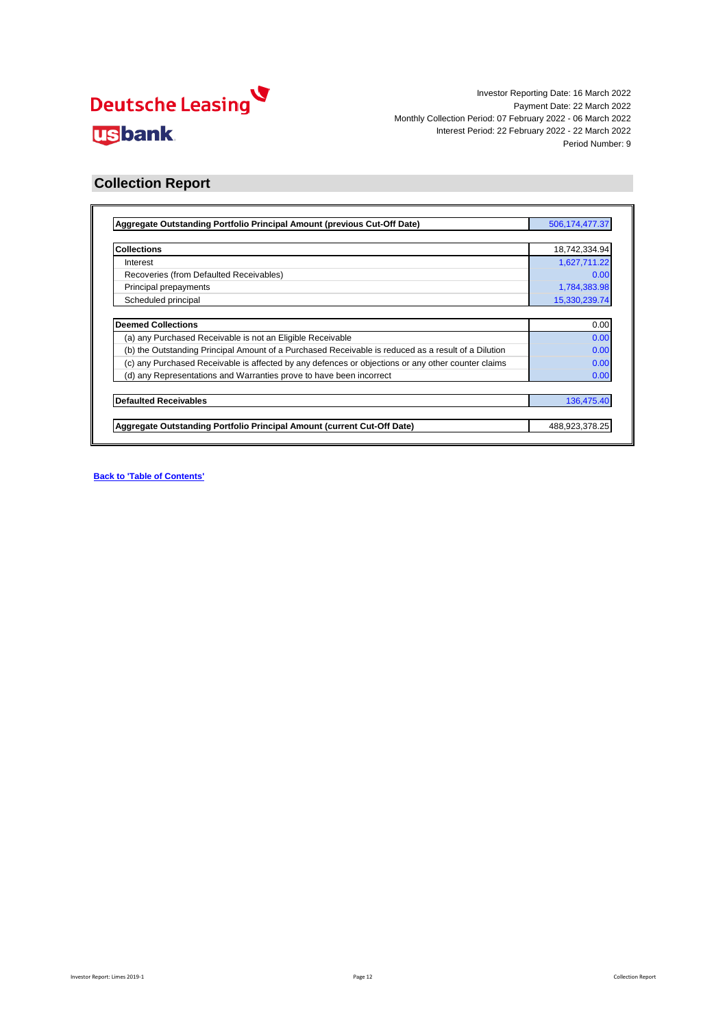Deutsche Leasing

usbank

Investor Reporting Date: 16 March 2022
Payment Date: 22 March 2022
Monthly Collection Period: 07 February 2022 - 06 March 2022
Interest Period: 22 February 2022 - 22 March 2022
Period Number: 9

## Collection Report

| **Aggregate Outstanding Portfolio Principal Amount (previous Cut-Off Date)** | 506,174,477.37 |
|---|---|

| **Collections** | 18,742,334.94 |
|---|---|
| Interest | 1,627,711.22 |
| Recoveries (from Defaulted Receivables) | 0.00 |
| Principal prepayments | 1,784,383.98 |
| Scheduled principal | 15,330,239.74 |

| **Deemed Collections** | 0.00 |
|---|---|
| (a) any Purchased Receivable is not an Eligible Receivable | 0.00 |
| (b) the Outstanding Principal Amount of a Purchased Receivable is reduced as a result of a Dilution | 0.00 |
| (c) any Purchased Receivable is affected by any defences or objections or any other counter claims | 0.00 |
| (d) any Representations and Warranties prove to have been incorrect | 0.00 |

| **Defaulted Receivables** | 136,475.40 |
|---|---|

| **Aggregate Outstanding Portfolio Principal Amount (current Cut-Off Date)** | 488,923,378.25 |
|---|---|

**Back to 'Table of Contents'**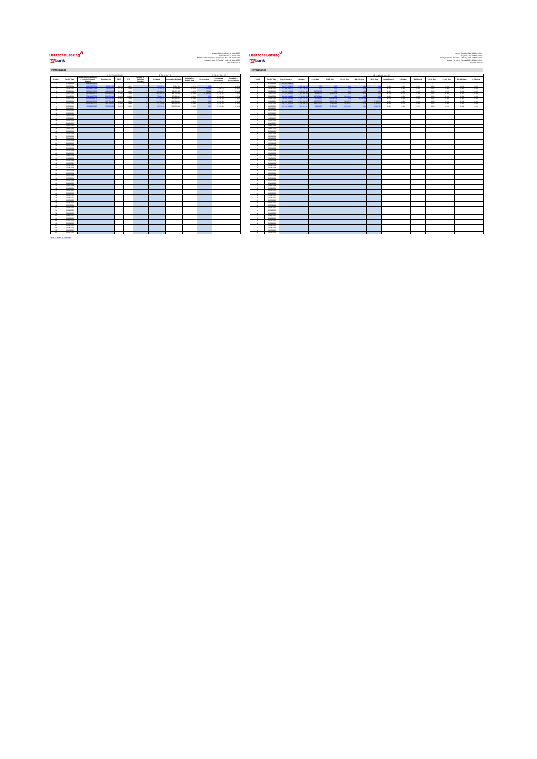Deutsche Leasing

usbank

Investor Reporting Date: 16 March 2022
Payment Date: 22 March 2022
Monthly Collection Period: 07 February 2022 - 06 March 2022
Interest Period: 22 February 2022 - 22 March 2022
Period Number: 9

## Performance

Back to Table of Contents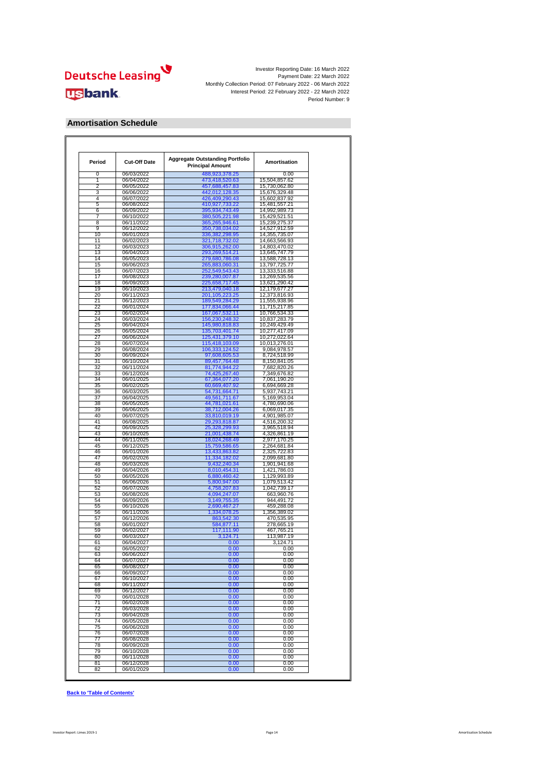Investor Reporting Date: 16 March 2022
Payment Date: 22 March 2022
Monthly Collection Period: 07 February 2022 - 06 March 2022
Interest Period: 22 February 2022 - 22 March 2022
Period Number: 9

## Amortisation Schedule

| Period | Cut-Off Date | Aggregate Outstanding Portfolio Principal Amount | Amortisation |
|---|---|---|---|
| 0 | 06/03/2022 | 488,923,378.25 | 0.00 |
| 1 | 06/04/2022 | 473,418,520.63 | 15,504,857.62 |
| 2 | 06/05/2022 | 457,688,457.83 | 15,730,062.80 |
| 3 | 06/06/2022 | 442,012,128.35 | 15,676,329.48 |
| 4 | 06/07/2022 | 426,409,290.43 | 15,602,837.92 |
| 5 | 06/08/2022 | 410,927,733.22 | 15,481,557.21 |
| 6 | 06/09/2022 | 395,934,743.49 | 14,992,989.73 |
| 7 | 06/10/2022 | 380,505,221.98 | 15,429,521.51 |
| 8 | 06/11/2022 | 365,265,946.61 | 15,239,275.37 |
| 9 | 06/12/2022 | 350,738,034.02 | 14,527,912.59 |
| 10 | 06/01/2023 | 336,382,298.95 | 14,355,735.07 |
| 11 | 06/02/2023 | 321,718,732.02 | 14,663,566.93 |
| 12 | 06/03/2023 | 306,915,262.00 | 14,803,470.02 |
| 13 | 06/04/2023 | 293,269,514.21 | 13,645,747.79 |
| 14 | 06/05/2023 | 279,680,786.08 | 13,588,728.13 |
| 15 | 06/06/2023 | 265,883,060.31 | 13,797,725.77 |
| 16 | 06/07/2023 | 252,549,543.43 | 13,333,516.88 |
| 17 | 06/08/2023 | 239,280,007.87 | 13,269,535.56 |
| 18 | 06/09/2023 | 225,658,717.45 | 13,621,290.42 |
| 19 | 06/10/2023 | 213,479,040.18 | 12,179,677.27 |
| 20 | 06/11/2023 | 201,105,223.25 | 12,373,816.93 |
| 21 | 06/12/2023 | 189,549,284.29 | 11,555,938.96 |
| 22 | 06/01/2024 | 177,834,066.44 | 11,715,217.85 |
| 23 | 06/02/2024 | 167,067,532.11 | 10,766,534.33 |
| 24 | 06/03/2024 | 156,230,248.32 | 10,837,283.79 |
| 25 | 06/04/2024 | 145,980,818.83 | 10,249,429.49 |
| 26 | 06/05/2024 | 135,703,401.74 | 10,277,417.09 |
| 27 | 06/06/2024 | 125,431,379.10 | 10,272,022.64 |
| 28 | 06/07/2024 | 115,418,103.09 | 10,013,276.01 |
| 29 | 06/08/2024 | 106,333,124.52 | 9,084,978.57 |
| 30 | 06/09/2024 | 97,608,605.53 | 8,724,518.99 |
| 31 | 06/10/2024 | 89,457,764.48 | 8,150,841.05 |
| 32 | 06/11/2024 | 81,774,944.22 | 7,682,820.26 |
| 33 | 06/12/2024 | 74,425,267.40 | 7,349,676.82 |
| 34 | 06/01/2025 | 67,364,077.20 | 7,061,190.20 |
| 35 | 06/02/2025 | 60,669,407.92 | 6,694,669.28 |
| 36 | 06/03/2025 | 54,731,664.71 | 5,937,743.21 |
| 37 | 06/04/2025 | 49,561,711.67 | 5,169,953.04 |
| 38 | 06/05/2025 | 44,781,021.61 | 4,780,690.06 |
| 39 | 06/06/2025 | 38,712,004.26 | 6,069,017.35 |
| 40 | 06/07/2025 | 33,810,019.19 | 4,901,985.07 |
| 41 | 06/08/2025 | 29,293,818.87 | 4,516,200.32 |
| 42 | 06/09/2025 | 25,328,299.93 | 3,965,518.94 |
| 43 | 06/10/2025 | 21,001,438.74 | 4,326,861.19 |
| 44 | 06/11/2025 | 18,024,268.49 | 2,977,170.25 |
| 45 | 06/12/2025 | 15,759,586.65 | 2,264,681.84 |
| 46 | 06/01/2026 | 13,433,863.82 | 2,325,722.83 |
| 47 | 06/02/2026 | 11,334,182.02 | 2,099,681.80 |
| 48 | 06/03/2026 | 9,432,240.34 | 1,901,941.68 |
| 49 | 06/04/2026 | 8,010,454.31 | 1,421,786.03 |
| 50 | 06/05/2026 | 6,880,460.42 | 1,129,993.89 |
| 51 | 06/06/2026 | 5,800,947.00 | 1,079,513.42 |
| 52 | 06/07/2026 | 4,758,207.83 | 1,042,739.17 |
| 53 | 06/08/2026 | 4,094,247.07 | 663,960.76 |
| 54 | 06/09/2026 | 3,149,755.35 | 944,491.72 |
| 55 | 06/10/2026 | 2,690,467.27 | 459,288.08 |
| 56 | 06/11/2026 | 1,334,078.25 | 1,356,389.02 |
| 57 | 06/12/2026 | 863,542.30 | 470,535.95 |
| 58 | 06/01/2027 | 584,877.11 | 278,665.19 |
| 59 | 06/02/2027 | 117,111.90 | 467,765.21 |
| 60 | 06/03/2027 | 3,124.71 | 113,987.19 |
| 61 | 06/04/2027 | 0.00 | 3,124.71 |
| 62 | 06/05/2027 | 0.00 | 0.00 |
| 63 | 06/06/2027 | 0.00 | 0.00 |
| 64 | 06/07/2027 | 0.00 | 0.00 |
| 65 | 06/08/2027 | 0.00 | 0.00 |
| 66 | 06/09/2027 | 0.00 | 0.00 |
| 67 | 06/10/2027 | 0.00 | 0.00 |
| 68 | 06/11/2027 | 0.00 | 0.00 |
| 69 | 06/12/2027 | 0.00 | 0.00 |
| 70 | 06/01/2028 | 0.00 | 0.00 |
| 71 | 06/02/2028 | 0.00 | 0.00 |
| 72 | 06/03/2028 | 0.00 | 0.00 |
| 73 | 06/04/2028 | 0.00 | 0.00 |
| 74 | 06/05/2028 | 0.00 | 0.00 |
| 75 | 06/06/2028 | 0.00 | 0.00 |
| 76 | 06/07/2028 | 0.00 | 0.00 |
| 77 | 06/08/2028 | 0.00 | 0.00 |
| 78 | 06/09/2028 | 0.00 | 0.00 |
| 79 | 06/10/2028 | 0.00 | 0.00 |
| 80 | 06/11/2028 | 0.00 | 0.00 |
| 81 | 06/12/2028 | 0.00 | 0.00 |
| 82 | 06/01/2029 | 0.00 | 0.00 |

**Back to 'Table of Contents'**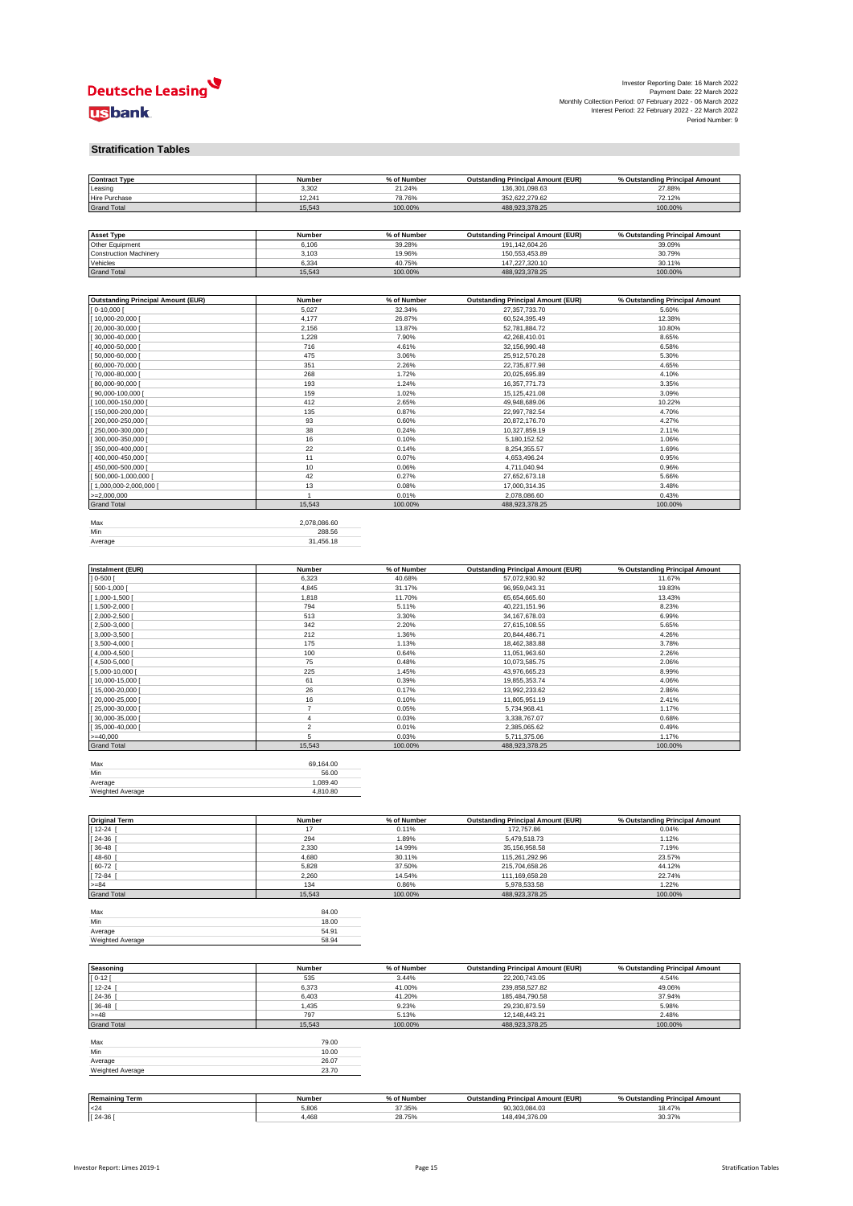Investor Reporting Date: 16 March 2022
Payment Date: 22 March 2022
Monthly Collection Period: 07 February 2022 - 06 March 2022
Interest Period: 22 February 2022 - 22 March 2022
Period Number: 9

## Stratification Tables

| Contract Type | Number | % of Number | Outstanding Principal Amount (EUR) | % Outstanding Principal Amount |
|---|---|---|---|---|
| Leasing | 3,302 | 21.24% | 136,301,098.63 | 27.88% |
| Hire Purchase | 12,241 | 78.76% | 352,622,279.62 | 72.12% |
| Grand Total | 15,543 | 100.00% | 488,923,378.25 | 100.00% |

| Asset Type | Number | % of Number | Outstanding Principal Amount (EUR) | % Outstanding Principal Amount |
|---|---|---|---|---|
| Other Equipment | 6,106 | 39.28% | 191,142,604.26 | 39.09% |
| Construction Machinery | 3,103 | 19.96% | 150,553,453.89 | 30.79% |
| Vehicles | 6,334 | 40.75% | 147,227,320.10 | 30.11% |
| Grand Total | 15,543 | 100.00% | 488,923,378.25 | 100.00% |

| Outstanding Principal Amount (EUR) | Number | % of Number | Outstanding Principal Amount (EUR) | % Outstanding Principal Amount |
|---|---|---|---|---|
| [ 0-10,000 [ | 5,027 | 32.34% | 27,357,733.70 | 5.60% |
| [ 10,000-20,000 [ | 4,177 | 26.87% | 60,524,395.49 | 12.38% |
| [ 20,000-30,000 [ | 2,156 | 13.87% | 52,781,884.72 | 10.80% |
| [ 30,000-40,000 [ | 1,228 | 7.90% | 42,268,410.01 | 8.65% |
| [ 40,000-50,000 [ | 716 | 4.61% | 32,156,990.48 | 6.58% |
| [ 50,000-60,000 [ | 475 | 3.06% | 25,912,570.28 | 5.30% |
| [ 60,000-70,000 [ | 351 | 2.26% | 22,735,877.98 | 4.65% |
| [ 70,000-80,000 [ | 268 | 1.72% | 20,025,695.89 | 4.10% |
| [ 80,000-90,000 [ | 193 | 1.24% | 16,357,771.73 | 3.35% |
| [ 90,000-100,000 [ | 159 | 1.02% | 15,125,421.08 | 3.09% |
| [ 100,000-150,000 [ | 412 | 2.65% | 49,948,689.06 | 10.22% |
| [ 150,000-200,000 [ | 135 | 0.87% | 22,997,782.54 | 4.70% |
| [ 200,000-250,000 [ | 93 | 0.60% | 20,872,176.70 | 4.27% |
| [ 250,000-300,000 [ | 38 | 0.24% | 10,327,859.19 | 2.11% |
| [ 300,000-350,000 [ | 16 | 0.10% | 5,180,152.52 | 1.06% |
| [ 350,000-400,000 [ | 22 | 0.14% | 8,254,355.57 | 1.69% |
| [ 400,000-450,000 [ | 11 | 0.07% | 4,653,496.24 | 0.95% |
| [ 450,000-500,000 [ | 10 | 0.06% | 4,711,040.94 | 0.96% |
| [ 500,000-1,000,000 [ | 42 | 0.27% | 27,652,673.18 | 5.66% |
| [ 1,000,000-2,000,000 [ | 13 | 0.08% | 17,000,314.35 | 3.48% |
| >=2,000,000 | 1 | 0.01% | 2,078,086.60 | 0.43% |
| Grand Total | 15,543 | 100.00% | 488,923,378.25 | 100.00% |

| | |
|---|---|
| Max | 2,078,086.60 |
| Min | 288.56 |
| Average | 31,456.18 |

| Instalment (EUR) | Number | % of Number | Outstanding Principal Amount (EUR) | % Outstanding Principal Amount |
|---|---|---|---|---|
| ] 0-500 [ | 6,323 | 40.68% | 57,072,930.92 | 11.67% |
| [ 500-1,000 [ | 4,845 | 31.17% | 96,959,043.31 | 19.83% |
| [ 1,000-1,500 [ | 1,818 | 11.70% | 65,654,665.60 | 13.43% |
| [ 1,500-2,000 [ | 794 | 5.11% | 40,221,151.96 | 8.23% |
| [ 2,000-2,500 [ | 513 | 3.30% | 34,167,678.03 | 6.99% |
| [ 2,500-3,000 [ | 342 | 2.20% | 27,615,108.55 | 5.65% |
| [ 3,000-3,500 [ | 212 | 1.36% | 20,844,486.71 | 4.26% |
| [ 3,500-4,000 [ | 175 | 1.13% | 18,462,383.88 | 3.78% |
| [ 4,000-4,500 [ | 100 | 0.64% | 11,051,963.60 | 2.26% |
| [ 4,500-5,000 [ | 75 | 0.48% | 10,073,585.75 | 2.06% |
| [ 5,000-10,000 [ | 225 | 1.45% | 43,976,665.23 | 8.99% |
| [ 10,000-15,000 [ | 61 | 0.39% | 19,855,353.74 | 4.06% |
| [ 15,000-20,000 [ | 26 | 0.17% | 13,992,233.62 | 2.86% |
| [ 20,000-25,000 [ | 16 | 0.10% | 11,805,951.19 | 2.41% |
| [ 25,000-30,000 [ | 7 | 0.05% | 5,734,968.41 | 1.17% |
| [ 30,000-35,000 [ | 4 | 0.03% | 3,338,767.07 | 0.68% |
| [ 35,000-40,000 [ | 2 | 0.01% | 2,385,065.62 | 0.49% |
| >=40,000 | 5 | 0.03% | 5,711,375.06 | 1.17% |
| Grand Total | 15,543 | 100.00% | 488,923,378.25 | 100.00% |

| | |
|---|---|
| Max | 69,164.00 |
| Min | 56.00 |
| Average | 1,089.40 |
| Weighted Average | 4,810.80 |

| Original Term | Number | % of Number | Outstanding Principal Amount (EUR) | % Outstanding Principal Amount |
|---|---|---|---|---|
| [ 12-24 [ | 17 | 0.11% | 172,757.86 | 0.04% |
| [ 24-36 [ | 294 | 1.89% | 5,479,518.73 | 1.12% |
| [ 36-48 [ | 2,330 | 14.99% | 35,156,958.58 | 7.19% |
| [ 48-60 [ | 4,680 | 30.11% | 115,261,292.96 | 23.57% |
| [ 60-72 [ | 5,828 | 37.50% | 215,704,658.26 | 44.12% |
| [ 72-84 [ | 2,260 | 14.54% | 111,169,658.28 | 22.74% |
| >=84 | 134 | 0.86% | 5,978,533.58 | 1.22% |
| Grand Total | 15,543 | 100.00% | 488,923,378.25 | 100.00% |

| | |
|---|---|
| Max | 84.00 |
| Min | 18.00 |
| Average | 54.91 |
| Weighted Average | 58.94 |

| Seasoning | Number | % of Number | Outstanding Principal Amount (EUR) | % Outstanding Principal Amount |
|---|---|---|---|---|
| [ 0-12 [ | 535 | 3.44% | 22,200,743.05 | 4.54% |
| [ 12-24 [ | 6,373 | 41.00% | 239,858,527.82 | 49.06% |
| [ 24-36 [ | 6,403 | 41.20% | 185,484,790.58 | 37.94% |
| [ 36-48 [ | 1,435 | 9.23% | 29,230,873.59 | 5.98% |
| >=48 | 797 | 5.13% | 12,148,443.21 | 2.48% |
| Grand Total | 15,543 | 100.00% | 488,923,378.25 | 100.00% |

| | |
|---|---|
| Max | 79.00 |
| Min | 10.00 |
| Average | 26.07 |
| Weighted Average | 23.70 |

| Remaining Term | Number | % of Number | Outstanding Principal Amount (EUR) | % Outstanding Principal Amount |
|---|---|---|---|---|
| <24 | 5,806 | 37.35% | 90,303,084.03 | 18.47% |
| [ 24-36 [ | 4,468 | 28.75% | 148,494,376.09 | 30.37% |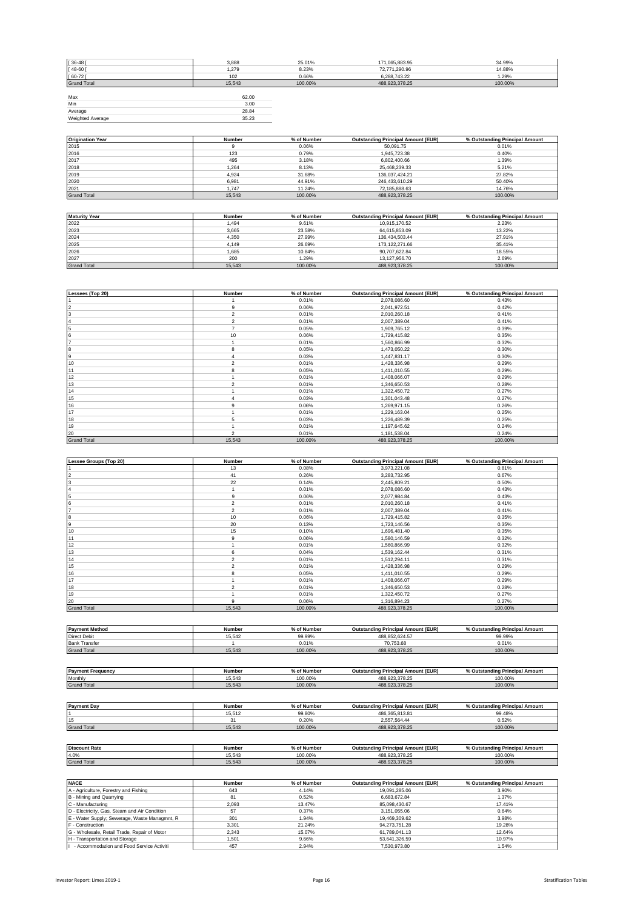| | | | | |
|---|---|---|---|---|
| [ 36-48 [ | 3,888 | 25.01% | 171,065,883.95 | 34.99% |
| [ 48-60 [ | 1,279 | 8.23% | 72,771,290.96 | 14.88% |
| [ 60-72 [ | 102 | 0.66% | 6,288,743.22 | 1.29% |
| Grand Total | 15,543 | 100.00% | 488,923,378.25 | 100.00% |

| | |
|---|---|
| Max | 62.00 |
| Min | 3.00 |
| Average | 28.84 |
| Weighted Average | 35.23 |

| Origination Year | Number | % of Number | Outstanding Principal Amount (EUR) | % Outstanding Principal Amount |
|---|---|---|---|---|
| 2015 | 9 | 0.06% | 50,091.75 | 0.01% |
| 2016 | 123 | 0.79% | 1,945,723.38 | 0.40% |
| 2017 | 495 | 3.18% | 6,802,400.66 | 1.39% |
| 2018 | 1,264 | 8.13% | 25,468,239.33 | 5.21% |
| 2019 | 4,924 | 31.68% | 136,037,424.21 | 27.82% |
| 2020 | 6,981 | 44.91% | 246,433,610.29 | 50.40% |
| 2021 | 1,747 | 11.24% | 72,185,888.63 | 14.76% |
| Grand Total | 15,543 | 100.00% | 488,923,378.25 | 100.00% |

| Maturity Year | Number | % of Number | Outstanding Principal Amount (EUR) | % Outstanding Principal Amount |
|---|---|---|---|---|
| 2022 | 1,494 | 9.61% | 10,915,170.52 | 2.23% |
| 2023 | 3,665 | 23.58% | 64,615,853.09 | 13.22% |
| 2024 | 4,350 | 27.99% | 136,434,503.44 | 27.91% |
| 2025 | 4,149 | 26.69% | 173,122,271.66 | 35.41% |
| 2026 | 1,685 | 10.84% | 90,707,622.84 | 18.55% |
| 2027 | 200 | 1.29% | 13,127,956.70 | 2.69% |
| Grand Total | 15,543 | 100.00% | 488,923,378.25 | 100.00% |

| Lessees (Top 20) | Number | % of Number | Outstanding Principal Amount (EUR) | % Outstanding Principal Amount |
|---|---|---|---|---|
| 1 | 1 | 0.01% | 2,078,086.60 | 0.43% |
| 2 | 9 | 0.06% | 2,041,972.51 | 0.42% |
| 3 | 2 | 0.01% | 2,010,260.18 | 0.41% |
| 4 | 2 | 0.01% | 2,007,389.04 | 0.41% |
| 5 | 7 | 0.05% | 1,909,765.12 | 0.39% |
| 6 | 10 | 0.06% | 1,729,415.82 | 0.35% |
| 7 | 1 | 0.01% | 1,560,866.99 | 0.32% |
| 8 | 8 | 0.05% | 1,473,050.22 | 0.30% |
| 9 | 4 | 0.03% | 1,447,831.17 | 0.30% |
| 10 | 2 | 0.01% | 1,428,336.98 | 0.29% |
| 11 | 8 | 0.05% | 1,411,010.55 | 0.29% |
| 12 | 1 | 0.01% | 1,408,066.07 | 0.29% |
| 13 | 2 | 0.01% | 1,346,650.53 | 0.28% |
| 14 | 1 | 0.01% | 1,322,450.72 | 0.27% |
| 15 | 4 | 0.03% | 1,301,043.48 | 0.27% |
| 16 | 9 | 0.06% | 1,269,971.15 | 0.26% |
| 17 | 1 | 0.01% | 1,229,163.04 | 0.25% |
| 18 | 5 | 0.03% | 1,226,489.39 | 0.25% |
| 19 | 1 | 0.01% | 1,197,645.62 | 0.24% |
| 20 | 2 | 0.01% | 1,181,538.04 | 0.24% |
| Grand Total | 15,543 | 100.00% | 488,923,378.25 | 100.00% |

| Lessee Groups (Top 20) | Number | % of Number | Outstanding Principal Amount (EUR) | % Outstanding Principal Amount |
|---|---|---|---|---|
| 1 | 13 | 0.08% | 3,973,221.08 | 0.81% |
| 2 | 41 | 0.26% | 3,283,732.95 | 0.67% |
| 3 | 22 | 0.14% | 2,445,809.21 | 0.50% |
| 4 | 1 | 0.01% | 2,078,086.60 | 0.43% |
| 5 | 9 | 0.06% | 2,077,984.84 | 0.43% |
| 6 | 2 | 0.01% | 2,010,260.18 | 0.41% |
| 7 | 2 | 0.01% | 2,007,389.04 | 0.41% |
| 8 | 10 | 0.06% | 1,729,415.82 | 0.35% |
| 9 | 20 | 0.13% | 1,723,146.56 | 0.35% |
| 10 | 15 | 0.10% | 1,696,481.40 | 0.35% |
| 11 | 9 | 0.06% | 1,580,146.59 | 0.32% |
| 12 | 1 | 0.01% | 1,560,866.99 | 0.32% |
| 13 | 6 | 0.04% | 1,539,162.44 | 0.31% |
| 14 | 2 | 0.01% | 1,512,294.11 | 0.31% |
| 15 | 2 | 0.01% | 1,428,336.98 | 0.29% |
| 16 | 8 | 0.05% | 1,411,010.55 | 0.29% |
| 17 | 1 | 0.01% | 1,408,066.07 | 0.29% |
| 18 | 2 | 0.01% | 1,346,650.53 | 0.28% |
| 19 | 1 | 0.01% | 1,322,450.72 | 0.27% |
| 20 | 9 | 0.06% | 1,316,894.23 | 0.27% |
| Grand Total | 15,543 | 100.00% | 488,923,378.25 | 100.00% |

| Payment Method | Number | % of Number | Outstanding Principal Amount (EUR) | % Outstanding Principal Amount |
|---|---|---|---|---|
| Direct Debit | 15,542 | 99.99% | 488,852,624.57 | 99.99% |
| Bank Transfer | 1 | 0.01% | 70,753.68 | 0.01% |
| Grand Total | 15,543 | 100.00% | 488,923,378.25 | 100.00% |

| Payment Frequency | Number | % of Number | Outstanding Principal Amount (EUR) | % Outstanding Principal Amount |
|---|---|---|---|---|
| Monthly | 15,543 | 100.00% | 488,923,378.25 | 100.00% |
| Grand Total | 15,543 | 100.00% | 488,923,378.25 | 100.00% |

| Payment Day | Number | % of Number | Outstanding Principal Amount (EUR) | % Outstanding Principal Amount |
|---|---|---|---|---|
| 1 | 15,512 | 99.80% | 486,365,813.81 | 99.48% |
| 15 | 31 | 0.20% | 2,557,564.44 | 0.52% |
| Grand Total | 15,543 | 100.00% | 488,923,378.25 | 100.00% |

| Discount Rate | Number | % of Number | Outstanding Principal Amount (EUR) | % Outstanding Principal Amount |
|---|---|---|---|---|
| 4.0% | 15,543 | 100.00% | 488,923,378.25 | 100.00% |
| Grand Total | 15,543 | 100.00% | 488,923,378.25 | 100.00% |

| NACE | Number | % of Number | Outstanding Principal Amount (EUR) | % Outstanding Principal Amount |
|---|---|---|---|---|
| A - Agriculture, Forestry and Fishing | 643 | 4.14% | 19,091,285.06 | 3.90% |
| B - Mining and Quarrying | 81 | 0.52% | 6,683,672.84 | 1.37% |
| C - Manufacturing | 2,093 | 13.47% | 85,098,430.67 | 17.41% |
| D - Electricity, Gas, Steam and Air Condition | 57 | 0.37% | 3,151,055.06 | 0.64% |
| E - Water Supply; Sewerage, Waste Managmnt, R | 301 | 1.94% | 19,469,309.62 | 3.98% |
| F - Construction | 3,301 | 21.24% | 94,273,751.28 | 19.28% |
| G - Wholesale, Retail Trade, Repair of Motor | 2,343 | 15.07% | 61,789,041.13 | 12.64% |
| H - Transportation and Storage | 1,501 | 9.66% | 53,641,326.59 | 10.97% |
| I - Accommodation and Food Service Activiti | 457 | 2.94% | 7,530,973.80 | 1.54% |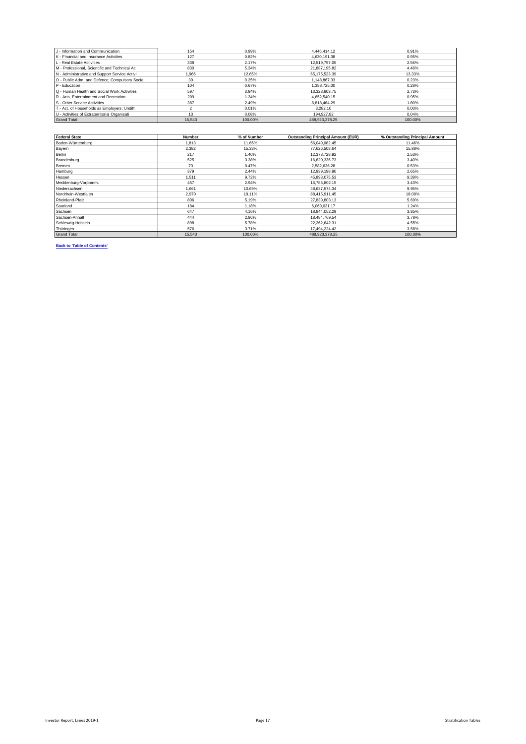| J - Information and Communication | 154 | 0.99% | 4,446,414.12 | 0.91% |
|---|---|---|---|---|
| K - Financial and Insurance Activities | 127 | 0.82% | 4,630,191.38 | 0.95% |
| L - Real Estate Activities | 338 | 2.17% | 12,519,797.05 | 2.56% |
| M - Professional, Scientific and Technical Ac | 830 | 5.34% | 21,887,195.82 | 4.48% |
| N - Administrative and Support Service Activi | 1,966 | 12.65% | 65,175,523.39 | 13.33% |
| O - Public Adm. and Defence; Compulsory Socia | 39 | 0.25% | 1,148,867.33 | 0.23% |
| P - Education | 104 | 0.67% | 1,388,725.00 | 0.28% |
| Q - Human Health and Social Work Activities | 597 | 3.84% | 13,328,603.75 | 2.73% |
| R - Arts, Entertainment and Recreation | 209 | 1.34% | 4,652,540.15 | 0.95% |
| S - Other Service Activities | 387 | 2.49% | 8,818,464.29 | 1.80% |
| T - Act. of Households as Employers; Undiff. | 2 | 0.01% | 3,282.10 | 0.00% |
| U - Activities of Extraterritorial Organisati | 13 | 0.08% | 194,927.82 | 0.04% |
| Grand Total | 15,543 | 100.00% | 488,923,378.25 | 100.00% |

| Federal State | Number | % of Number | Outstanding Principal Amount (EUR) | % Outstanding Principal Amount |
|---|---|---|---|---|
| Baden-Württemberg | 1,813 | 11.66% | 56,049,082.45 | 11.46% |
| Bayern | 2,382 | 15.33% | 77,626,508.64 | 15.88% |
| Berlin | 217 | 1.40% | 12,378,728.92 | 2.53% |
| Brandenburg | 525 | 3.38% | 16,620,336.73 | 3.40% |
| Bremen | 73 | 0.47% | 2,582,636.28 | 0.53% |
| Hamburg | 379 | 2.44% | 12,939,198.90 | 2.65% |
| Hessen | 1,511 | 9.72% | 45,893,075.53 | 9.39% |
| Mecklenburg-Vorpomm. | 457 | 2.94% | 16,785,802.15 | 3.43% |
| Niedersachsen | 1,661 | 10.69% | 48,637,574.34 | 9.95% |
| Nordrhein-Westfalen | 2,970 | 19.11% | 88,415,911.45 | 18.08% |
| Rheinland-Pfalz | 806 | 5.19% | 27,839,803.13 | 5.69% |
| Saarland | 184 | 1.18% | 6,069,031.17 | 1.24% |
| Sachsen | 647 | 4.16% | 18,844,052.29 | 3.85% |
| Sachsen-Anhalt | 444 | 2.86% | 18,484,769.54 | 3.78% |
| Schleswig-Holstein | 898 | 5.78% | 22,262,642.31 | 4.55% |
| Thüringen | 576 | 3.71% | 17,494,224.42 | 3.58% |
| Grand Total | 15,543 | 100.00% | 488,923,378.25 | 100.00% |

**Back to 'Table of Contents'**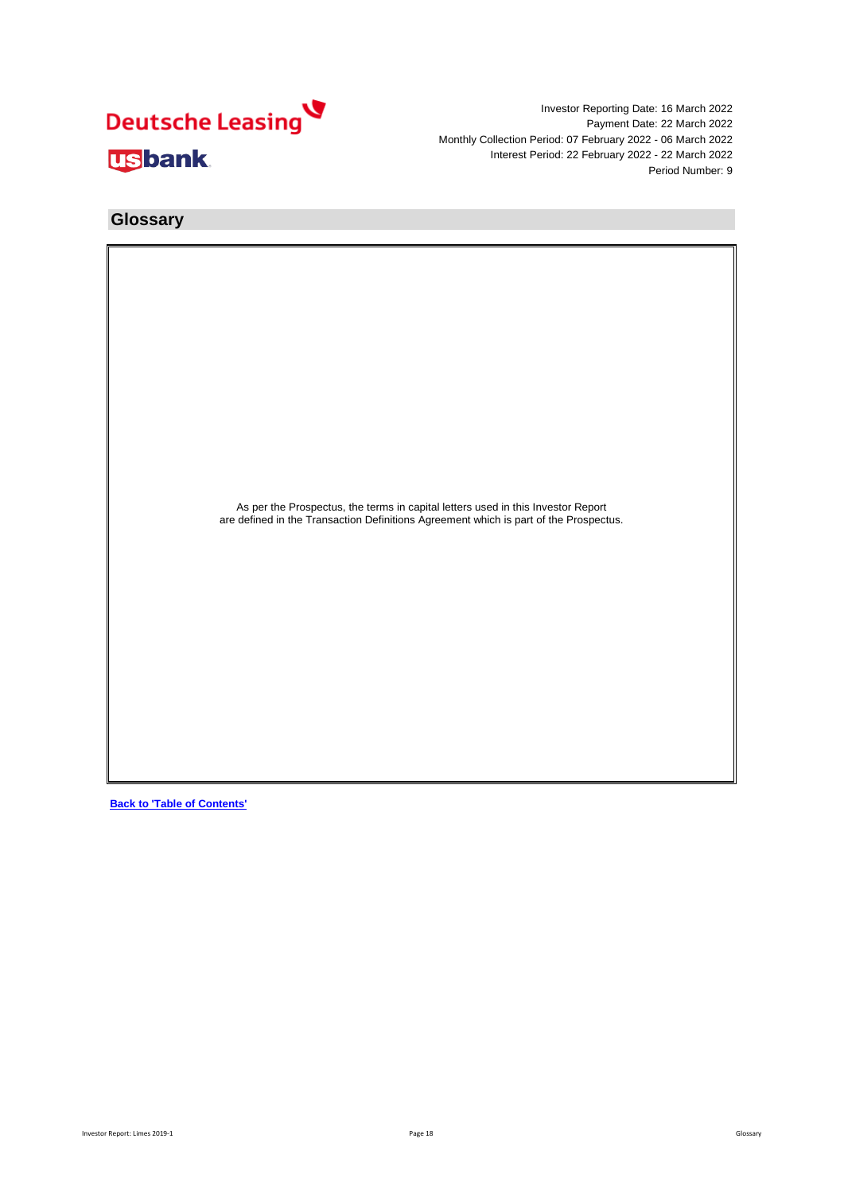Investor Reporting Date: 16 March 2022
Payment Date: 22 March 2022
Monthly Collection Period: 07 February 2022 - 06 March 2022
Interest Period: 22 February 2022 - 22 March 2022
Period Number: 9

## Glossary

As per the Prospectus, the terms in capital letters used in this Investor Report are defined in the Transaction Definitions Agreement which is part of the Prospectus.

**Back to 'Table of Contents'**